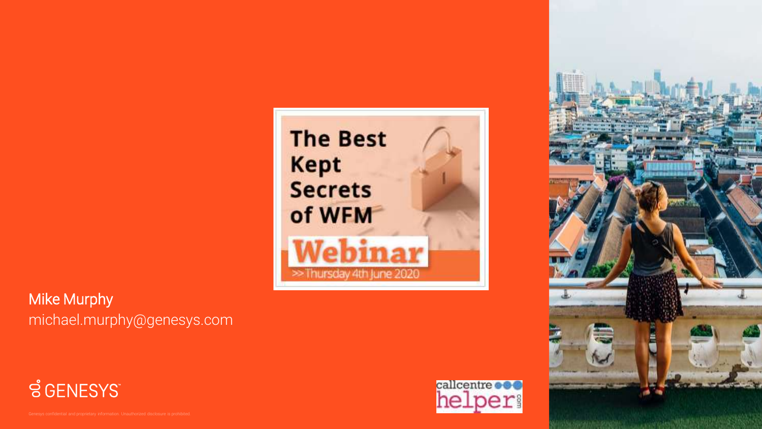# The Best Kept Secrets of WFM

Webinar

>> Thursday 4th June 2020

Mike Murphy
michael.murphy@genesys.com

GENESYS

callcentre helper.com

Genesys confidential and proprietary information. Unauthorized disclosure is prohibited.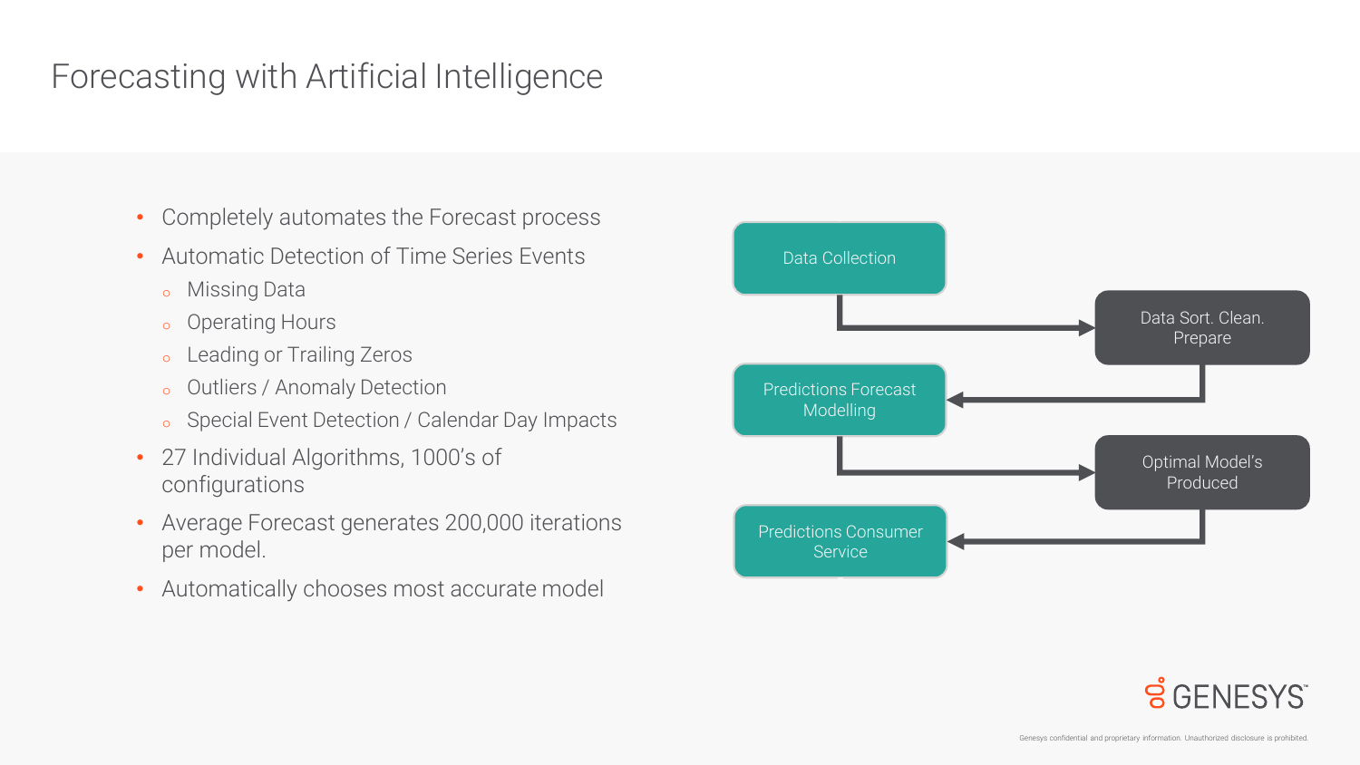# Forecasting with Artificial Intelligence

- Completely automates the Forecast process
- Automatic Detection of Time Series Events
  - Missing Data
  - Operating Hours
  - Leading or Trailing Zeros
  - Outliers / Anomaly Detection
  - Special Event Detection / Calendar Day Impacts
- 27 Individual Algorithms, 1000's of configurations
- Average Forecast generates 200,000 iterations per model.
- Automatically chooses most accurate model

Data Collection → Data Sort. Clean. Prepare → Predictions Forecast Modelling → Optimal Model's Produced → Predictions Consumer Service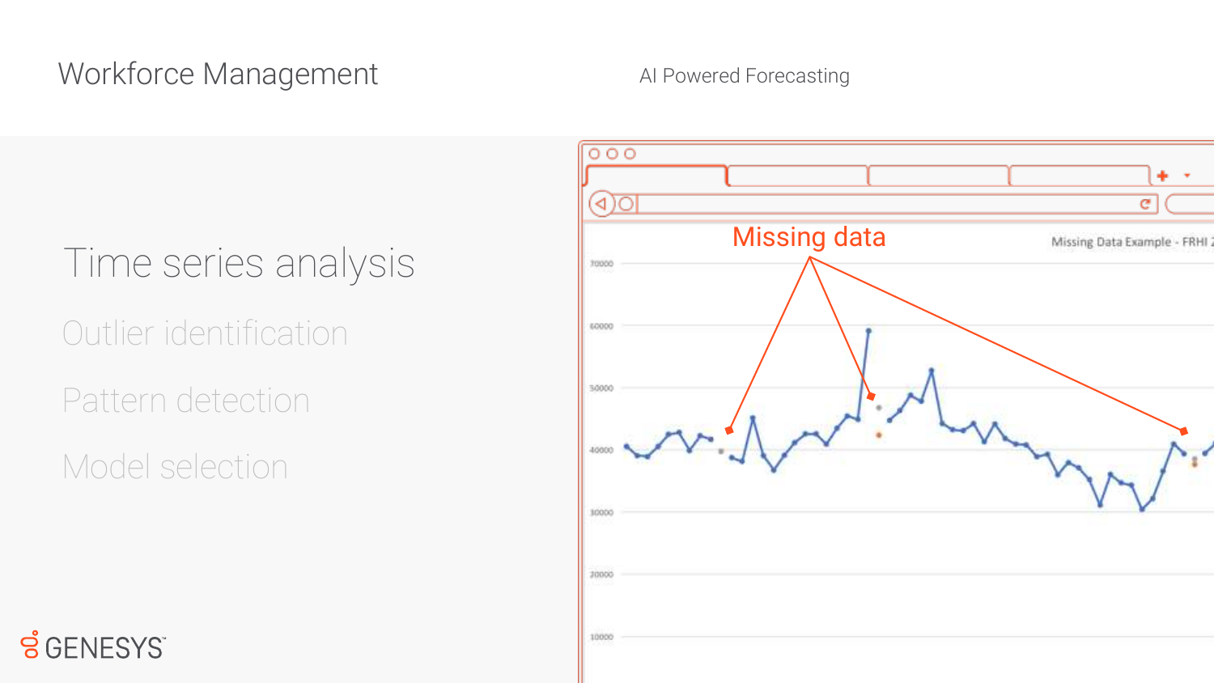# Workforce Management

AI Powered Forecasting

## Time series analysis

Outlier identification

Pattern detection

Model selection

Missing data

Missing Data Example - FRHI

70000

60000

50000

40000

30000

20000

10000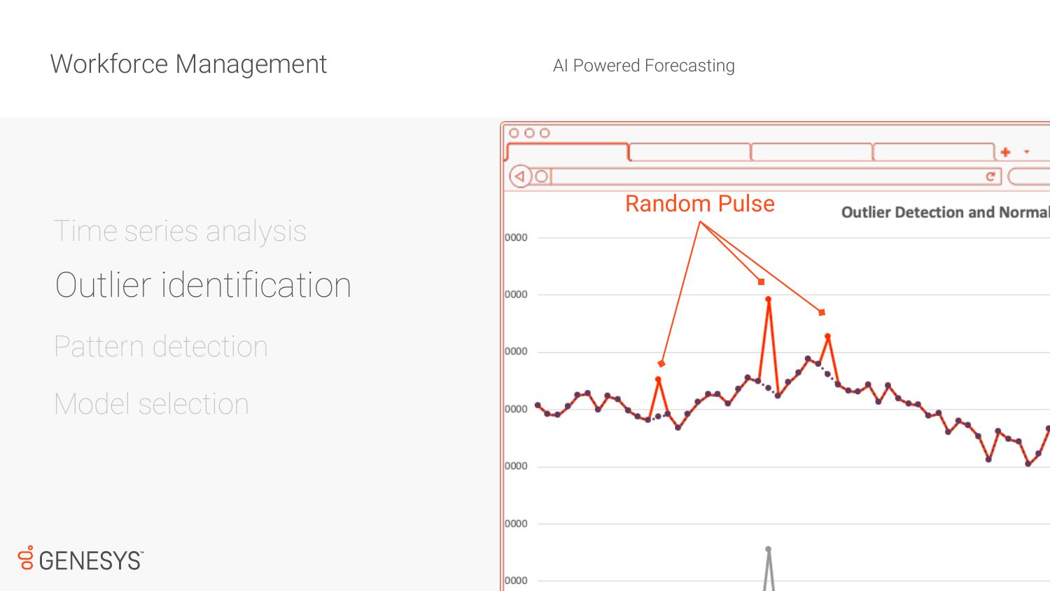# Workforce Management

AI Powered Forecasting

- Time series analysis
- Outlier identification
- Pattern detection
- Model selection

Random Pulse

Outlier Detection and Normal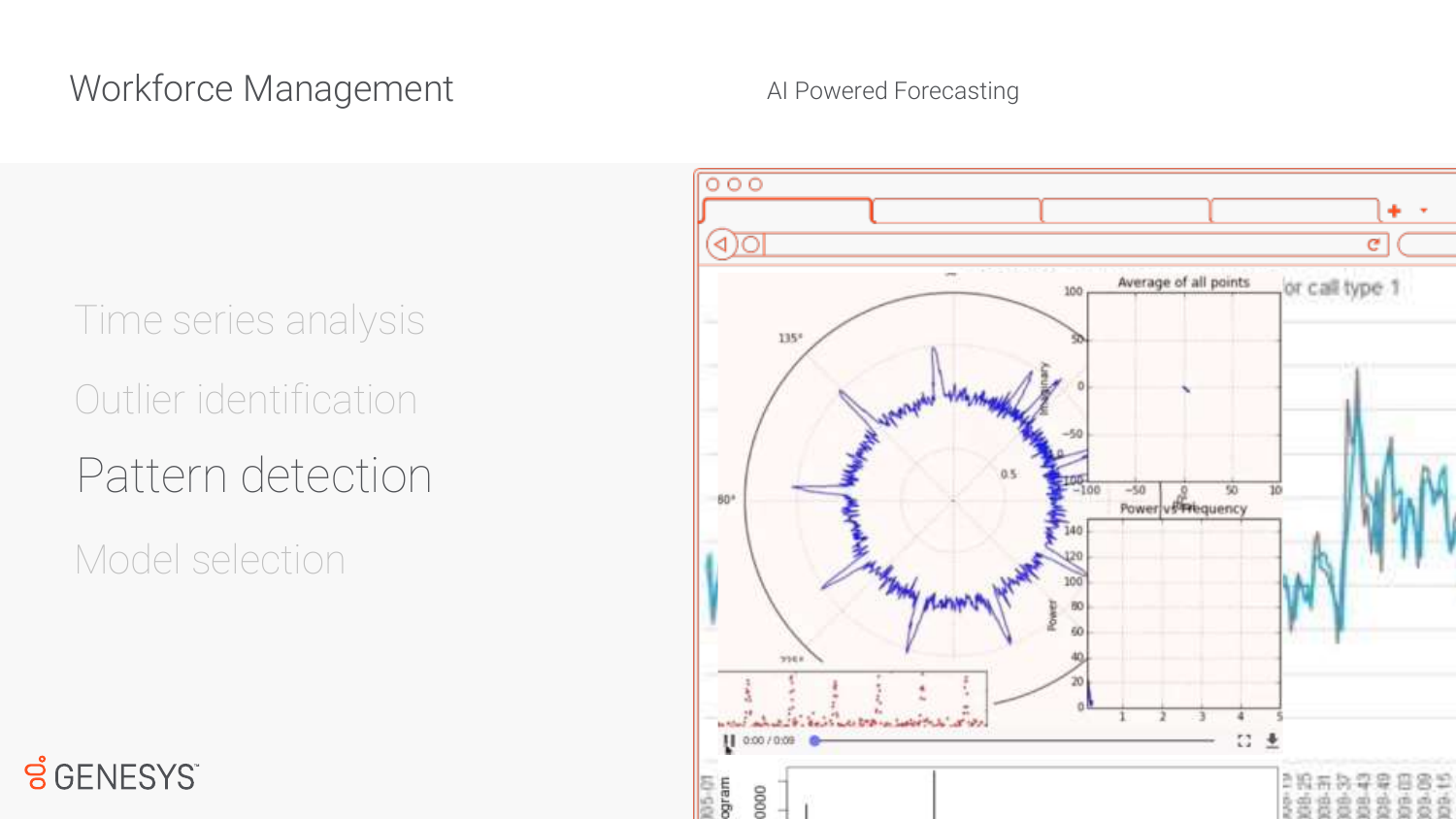# Workforce Management

AI Powered Forecasting

- Time series analysis
- Outlier identification
- Pattern detection
- Model selection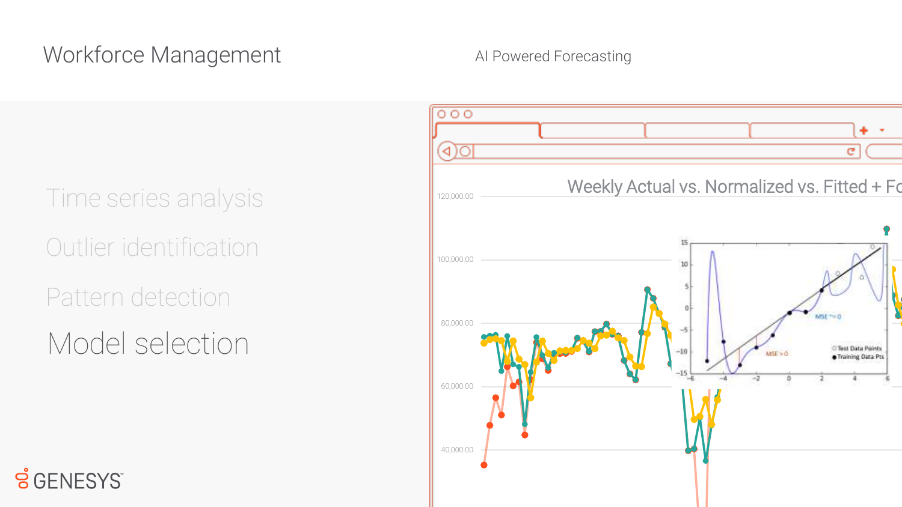# Workforce Management

AI Powered Forecasting

- Time series analysis
- Outlier identification
- Pattern detection
- **Model selection**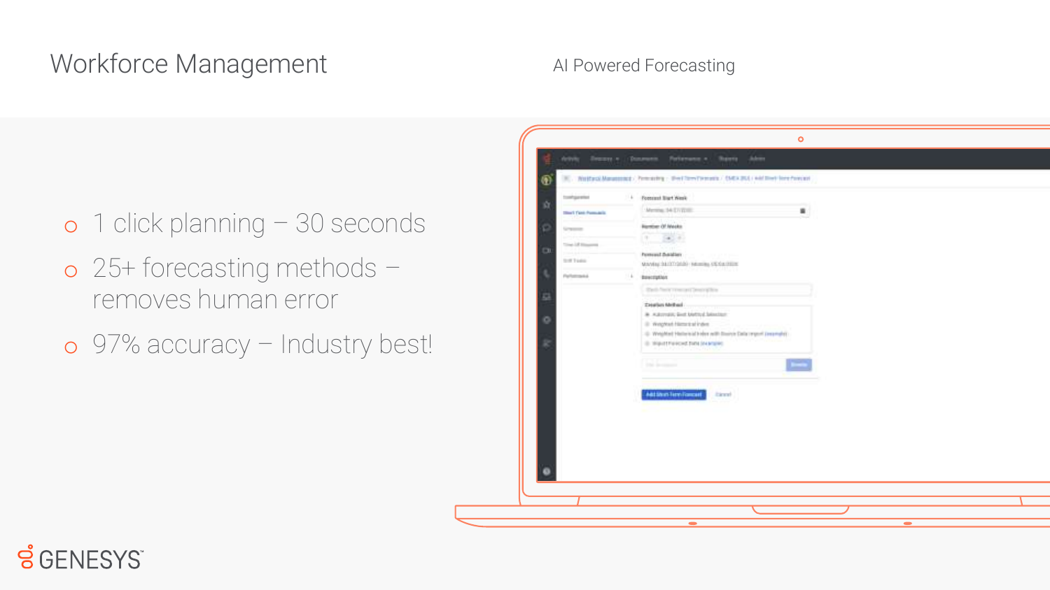# Workforce Management

## AI Powered Forecasting

- 1 click planning – 30 seconds
- 25+ forecasting methods – removes human error
- 97% accuracy – Industry best!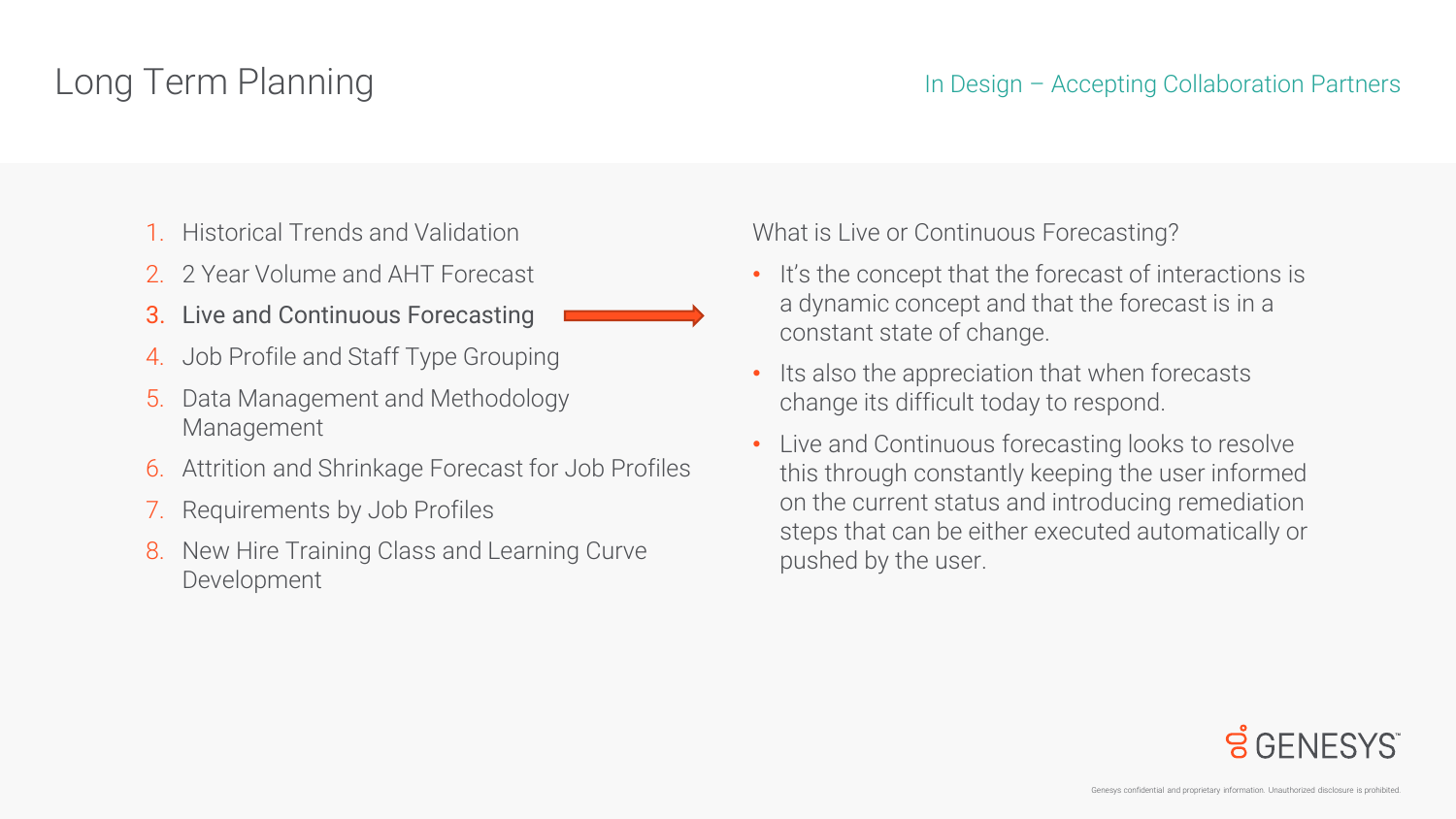# Long Term Planning

In Design – Accepting Collaboration Partners

1. Historical Trends and Validation
2. 2 Year Volume and AHT Forecast
3. **Live and Continuous Forecasting**
4. Job Profile and Staff Type Grouping
5. Data Management and Methodology Management
6. Attrition and Shrinkage Forecast for Job Profiles
7. Requirements by Job Profiles
8. New Hire Training Class and Learning Curve Development

What is Live or Continuous Forecasting?

- It's the concept that the forecast of interactions is a dynamic concept and that the forecast is in a constant state of change.
- Its also the appreciation that when forecasts change its difficult today to respond.
- Live and Continuous forecasting looks to resolve this through constantly keeping the user informed on the current status and introducing remediation steps that can be either executed automatically or pushed by the user.

Genesys confidential and proprietary information. Unauthorized disclosure is prohibited.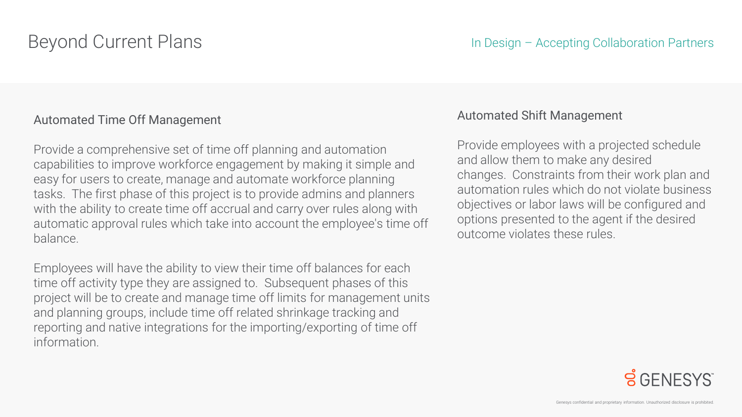# Beyond Current Plans

In Design – Accepting Collaboration Partners

## Automated Time Off Management

Provide a comprehensive set of time off planning and automation capabilities to improve workforce engagement by making it simple and easy for users to create, manage and automate workforce planning tasks. The first phase of this project is to provide admins and planners with the ability to create time off accrual and carry over rules along with automatic approval rules which take into account the employee's time off balance.

Employees will have the ability to view their time off balances for each time off activity type they are assigned to. Subsequent phases of this project will be to create and manage time off limits for management units and planning groups, include time off related shrinkage tracking and reporting and native integrations for the importing/exporting of time off information.

## Automated Shift Management

Provide employees with a projected schedule and allow them to make any desired changes. Constraints from their work plan and automation rules which do not violate business objectives or labor laws will be configured and options presented to the agent if the desired outcome violates these rules.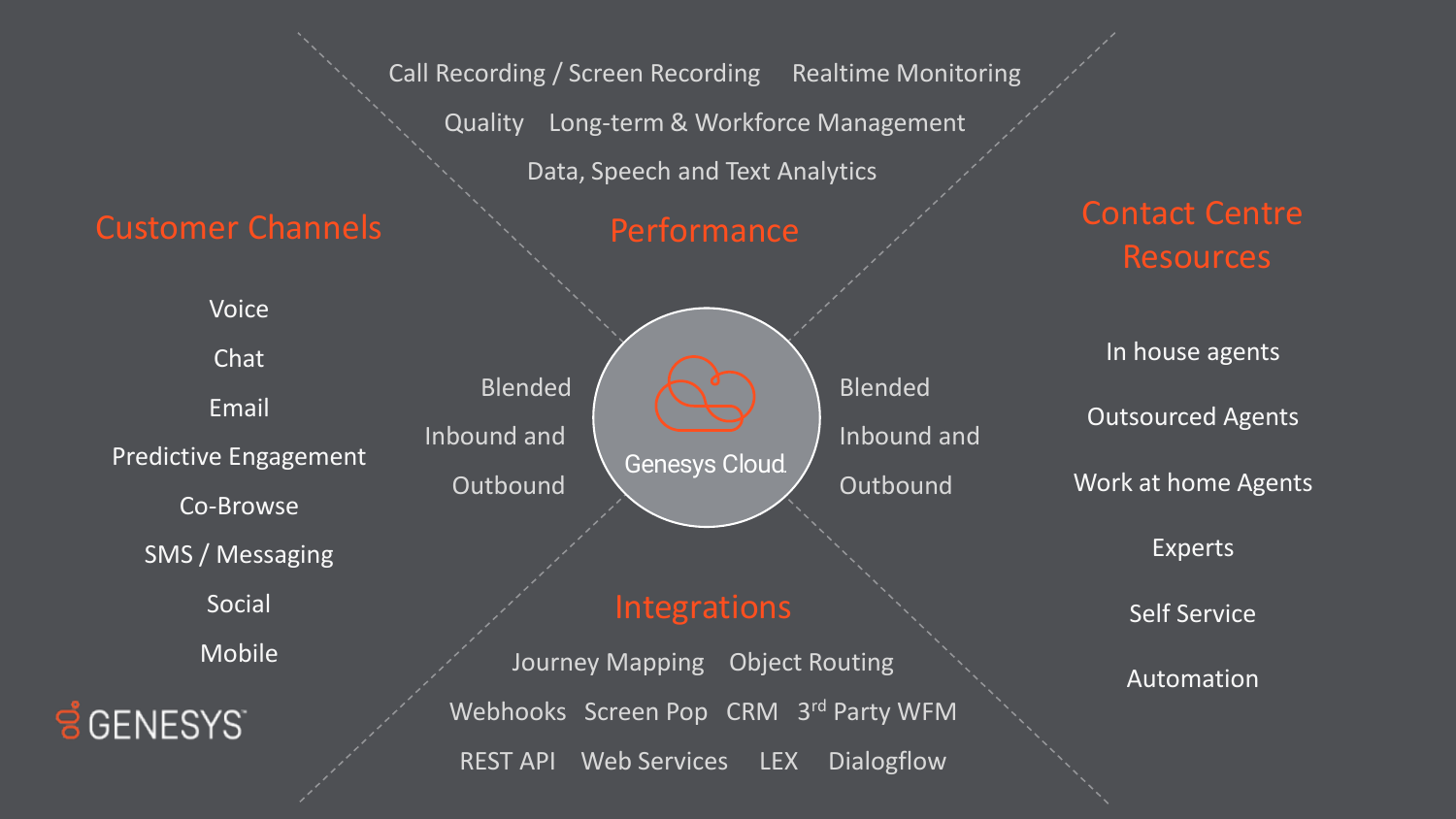## Customer Channels

- Voice
- Chat
- Email
- Predictive Engagement
- Co-Browse
- SMS / Messaging
- Social
- Mobile

Blended Inbound and Outbound

## Performance

- Call Recording / Screen Recording
- Realtime Monitoring
- Quality
- Long-term & Workforce Management
- Data, Speech and Text Analytics

Genesys Cloud

Blended Inbound and Outbound

## Contact Centre Resources

- In house agents
- Outsourced Agents
- Work at home Agents
- Experts
- Self Service
- Automation

## Integrations

- Journey Mapping
- Object Routing
- Webhooks
- Screen Pop
- CRM
- 3rd Party WFM
- REST API
- Web Services
- LEX
- Dialogflow

GENESYS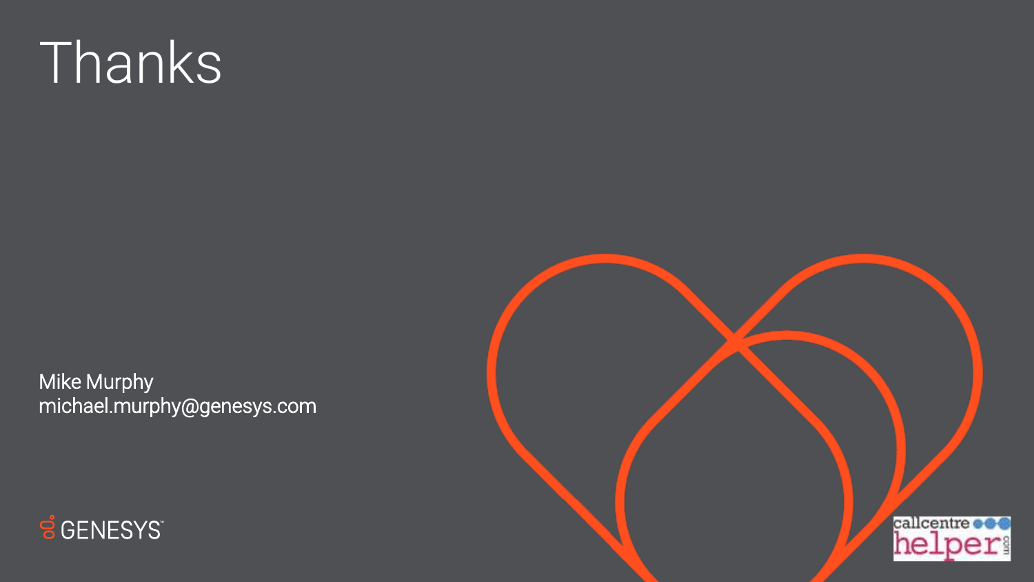# Thanks

Mike Murphy
michael.murphy@genesys.com

GENESYS

callcentre helper .com